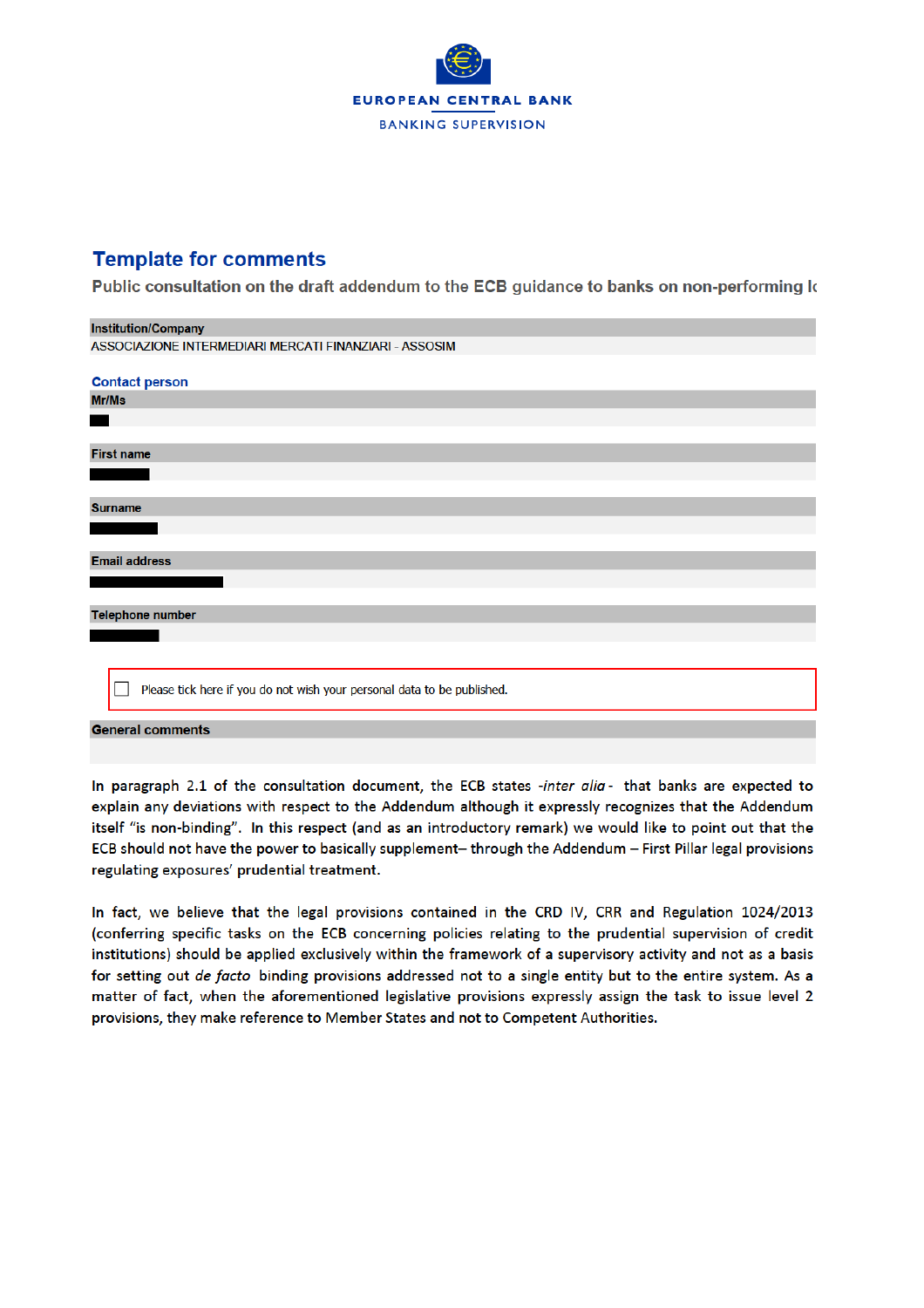EUROPEAN CENTRAL BANK

BANKING SUPERVISION

# Template for comments

**Public consultation on the draft addendum to the ECB guidance to banks on non-performing l**

**Institution/Company**

ASSOCIAZIONE INTERMEDIARI MERCATI FINANZIARI - ASSOSIM

**Contact person**

**Mr/Ms**

**First name**

**Surname**

**Email address**

**Telephone number**

☐ Please tick here if you do not wish your personal data to be published.

**General comments**

In paragraph 2.1 of the consultation document, the ECB states *-inter alia-* that banks are expected to explain any deviations with respect to the Addendum although it expressly recognizes that the Addendum itself "is non-binding". In this respect (and as an introductory remark) we would like to point out that the ECB should not have the power to basically supplement– through the Addendum – First Pillar legal provisions regulating exposures' prudential treatment.

In fact, we believe that the legal provisions contained in the CRD IV, CRR and Regulation 1024/2013 (conferring specific tasks on the ECB concerning policies relating to the prudential supervision of credit institutions) should be applied exclusively within the framework of a supervisory activity and not as a basis for setting out *de facto* binding provisions addressed not to a single entity but to the entire system. As a matter of fact, when the aforementioned legislative provisions expressly assign the task to issue level 2 provisions, they make reference to Member States and not to Competent Authorities.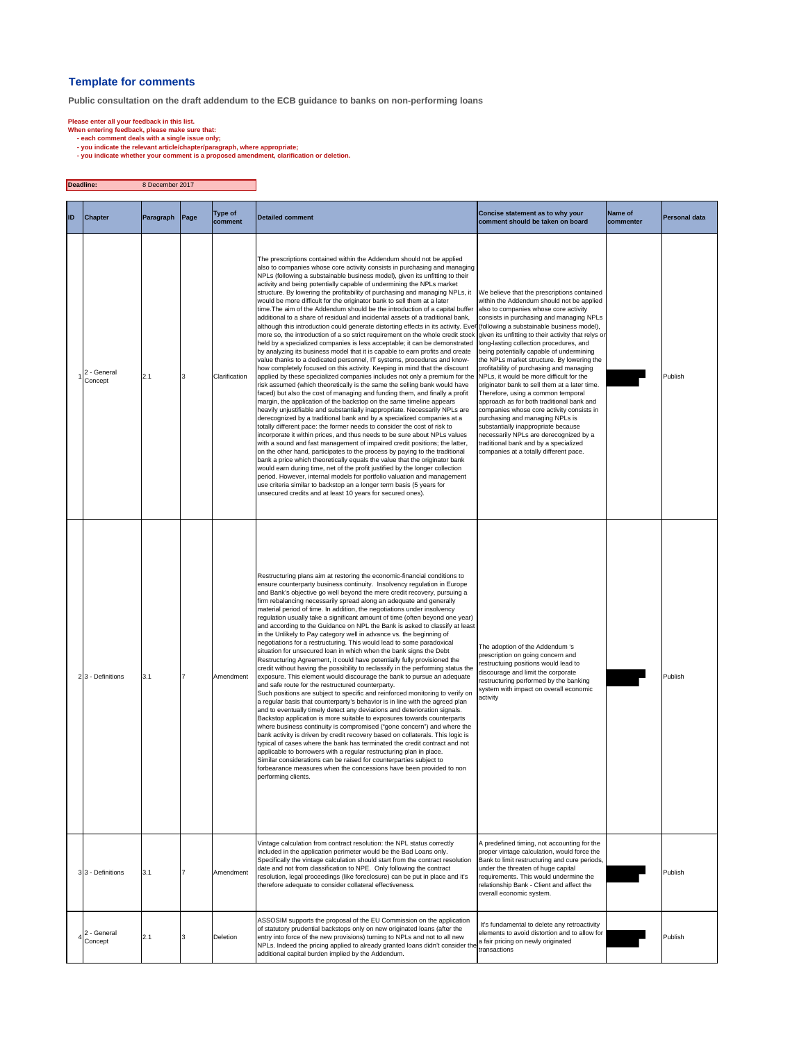## Template for comments

**Public consultation on the draft addendum to the ECB guidance to banks on non-performing loans**

**Please enter all your feedback in this list.**
**When entering feedback, please make sure that:**
- **each comment deals with a single issue only;**
- **you indicate the relevant article/chapter/paragraph, where appropriate;**
- **you indicate whether your comment is a proposed amendment, clarification or deletion.**

| **Deadline:** | 8 December 2017 |
|---|---|

| ID | Chapter | Paragraph | Page | Type of comment | Detailed comment | Concise statement as to why your comment should be taken on board | Name of commenter | Personal data |
|---|---|---|---|---|---|---|---|---|
| 1 | 2 - General Concept | 2.1 | 3 | Clarification | The prescriptions contained within the Addendum should not be applied also to companies whose core activity consists in purchasing and managing NPLs (following a substainable business model), given its unfitting to their activity and being potentially capable of undermining the NPLs market structure. By lowering the profitability of purchasing and managing NPLs, it would be more difficult for the originator bank to sell them at a later time.The aim of the Addendum should be the introduction of a capital buffer additional to a share of residual and incidental assets of a traditional bank, although this introduction could generate distorting effects in its activity. Even more so, the introduction of a so strict requirement on the whole credit stock held by a specialized companies is less acceptable; it can be demonstrated by analyzing its business model that it is capable to earn profits and create value thanks to a dedicated personnel, IT systems, procedures and know-how completely focused on this activity. Keeping in mind that the discount applied by these specialized companies includes not only a premium for the risk assumed (which theoretically is the same the selling bank would have faced) but also the cost of managing and funding them, and finally a profit margin, the application of the backstop on the same timeline appears heavily unjustifiable and substantially inappropriate. Necessarily NPLs are derecognized by a traditional bank and by a specialized companies at a totally different pace: the former needs to consider the cost of risk to incorporate it within prices, and thus needs to be sure about NPLs values with a sound and fast management of impaired credit positions; the latter, on the other hand, participates to the process by paying to the traditional bank a price which theoretically equals the value that the originator bank would earn during time, net of the profit justified by the longer collection period. However, internal models for portfolio valuation and management use criteria similar to backstop an a longer term basis (5 years for unsecured credits and at least 10 years for secured ones). | We believe that the prescriptions contained within the Addendum should not be applied also to companies whose core activity consists in purchasing and managing NPLs (following a substainable business model), given its unfitting to their activity that relys on long-lasting collection procedures, and being potentially capable of undermining the NPLs market structure. By lowering the profitability of purchasing and managing NPLs, it would be more difficult for the originator bank to sell them at a later time. Therefore, using a common temporal approach as for both traditional bank and companies whose core activity consists in purchasing and managing NPLs is substantially inappropriate because necessarily NPLs are derecognized by a traditional bank and by a specialized companies at a totally different pace. | ██████ | Publish |
| 2 | 3 - Definitions | 3.1 | 7 | Amendment | Restructuring plans aim at restoring the economic-financial conditions to ensure counterparty business continuity. Insolvency regulation in Europe and Bank's objective go well beyond the mere credit recovery, pursuing a firm rebalancing necessarily spread along an adequate and generally material period of time. In addition, the negotiations under insolvency regulation usually take a significant amount of time (often beyond one year) and according to the Guidance on NPL the Bank is asked to classify at least in the Unlikely to Pay category well in advance vs. the beginning of negotiations for a restructuring. This would lead to some paradoxical situation for unsecured loan in which when the bank signs the Debt Restructuring Agreement, it could have potentially fully provisioned the credit without having the possibility to reclassify in the performing status the exposure. This element would discourage the bank to pursue an adequate and safe route for the restructured counterparty.<br>Such positions are subject to specific and reinforced monitoring to verify on a regular basis that counterparty's behavior is in line with the agreed plan and to eventually timely detect any deviations and deterioration signals.<br>Backstop application is more suitable to exposures towards counterparts where business continuity is compromised ("gone concern") and where the bank activity is driven by credit recovery based on collaterals. This logic is typical of cases where the bank has terminated the credit contract and not applicable to borrowers with a regular restructuring plan in place.<br>Similar considerations can be raised for counterparties subject to forbearance measures when the concessions have been provided to non performing clients. | The adoption of the Addendum 's prescription on going concern and restructuring positions would lead to discourage and limit the corporate restructuring performed by the banking system with impact on overall economic activity | ██████ | Publish |
| 3 | 3 - Definitions | 3.1 | 7 | Amendment | Vintage calculation from contract resolution: the NPL status correctly included in the application perimeter would be the Bad Loans only. Specifically the vintage calculation should start from the contract resolution date and not from classification to NPE. Only following the contract resolution, legal proceedings (like foreclosure) can be put in place and it's therefore adequate to consider collateral effectiveness. | A predefined timing, not accounting for the proper vintage calculation, would force the Bank to limit restructuring and cure periods, under the threaten of huge capital requirements. This would undermine the relationship Bank - Client and affect the overall economic system. | ██████ | Publish |
| 4 | 2 - General Concept | 2.1 | 3 | Deletion | ASSOSIM supports the proposal of the EU Commission on the application of statutory prudential backstops only on new originated loans (after the entry into force of the new provisions) turning to NPLs and not to all new NPLs. Indeed the pricing applied to already granted loans didn't consider the additional capital burden implied by the Addendum. | It's fundamental to delete any retroactivity elements to avoid distortion and to allow for a fair pricing on newly originated transactions | ██████ | Publish |